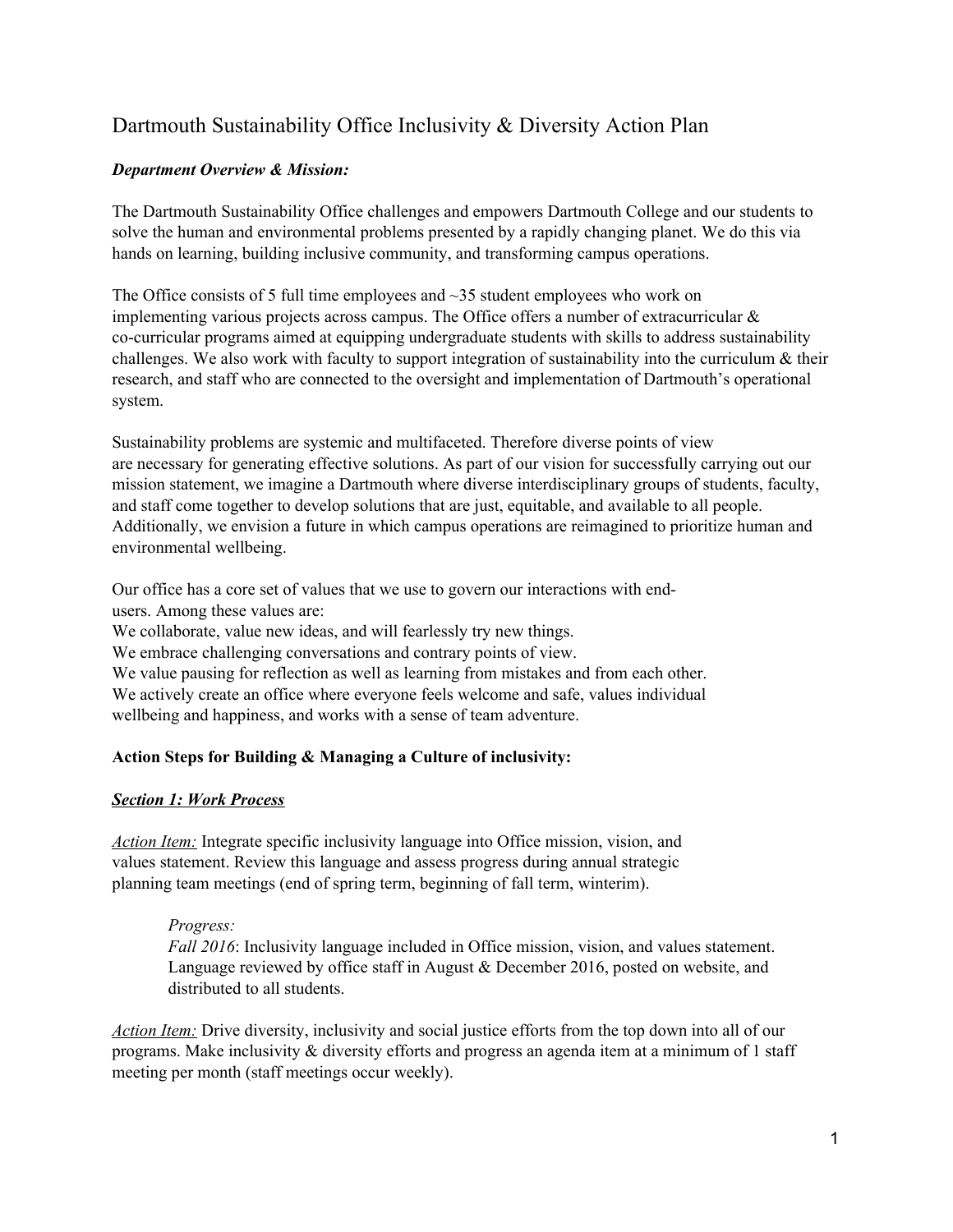# Dartmouth Sustainability Office Inclusivity & Diversity Action Plan

***Department Overview & Mission:***

The Dartmouth Sustainability Office challenges and empowers Dartmouth College and our students to solve the human and environmental problems presented by a rapidly changing planet. We do this via hands on learning, building inclusive community, and transforming campus operations.

The Office consists of 5 full time employees and ~35 student employees who work on implementing various projects across campus. The Office offers a number of extracurricular & co-curricular programs aimed at equipping undergraduate students with skills to address sustainability challenges. We also work with faculty to support integration of sustainability into the curriculum & their research, and staff who are connected to the oversight and implementation of Dartmouth's operational system.

Sustainability problems are systemic and multifaceted. Therefore diverse points of view are necessary for generating effective solutions. As part of our vision for successfully carrying out our mission statement, we imagine a Dartmouth where diverse interdisciplinary groups of students, faculty, and staff come together to develop solutions that are just, equitable, and available to all people. Additionally, we envision a future in which campus operations are reimagined to prioritize human and environmental wellbeing.

Our office has a core set of values that we use to govern our interactions with end-users. Among these values are:
We collaborate, value new ideas, and will fearlessly try new things.
We embrace challenging conversations and contrary points of view.
We value pausing for reflection as well as learning from mistakes and from each other.
We actively create an office where everyone feels welcome and safe, values individual wellbeing and happiness, and works with a sense of team adventure.

**Action Steps for Building & Managing a Culture of inclusivity:**

***<u>Section 1: Work Process</u>***

<u>*Action Item:*</u> Integrate specific inclusivity language into Office mission, vision, and values statement. Review this language and assess progress during annual strategic planning team meetings (end of spring term, beginning of fall term, winterim).

> *Progress:*
> *Fall 2016*: Inclusivity language included in Office mission, vision, and values statement. Language reviewed by office staff in August & December 2016, posted on website, and distributed to all students.

<u>*Action Item:*</u> Drive diversity, inclusivity and social justice efforts from the top down into all of our programs. Make inclusivity & diversity efforts and progress an agenda item at a minimum of 1 staff meeting per month (staff meetings occur weekly).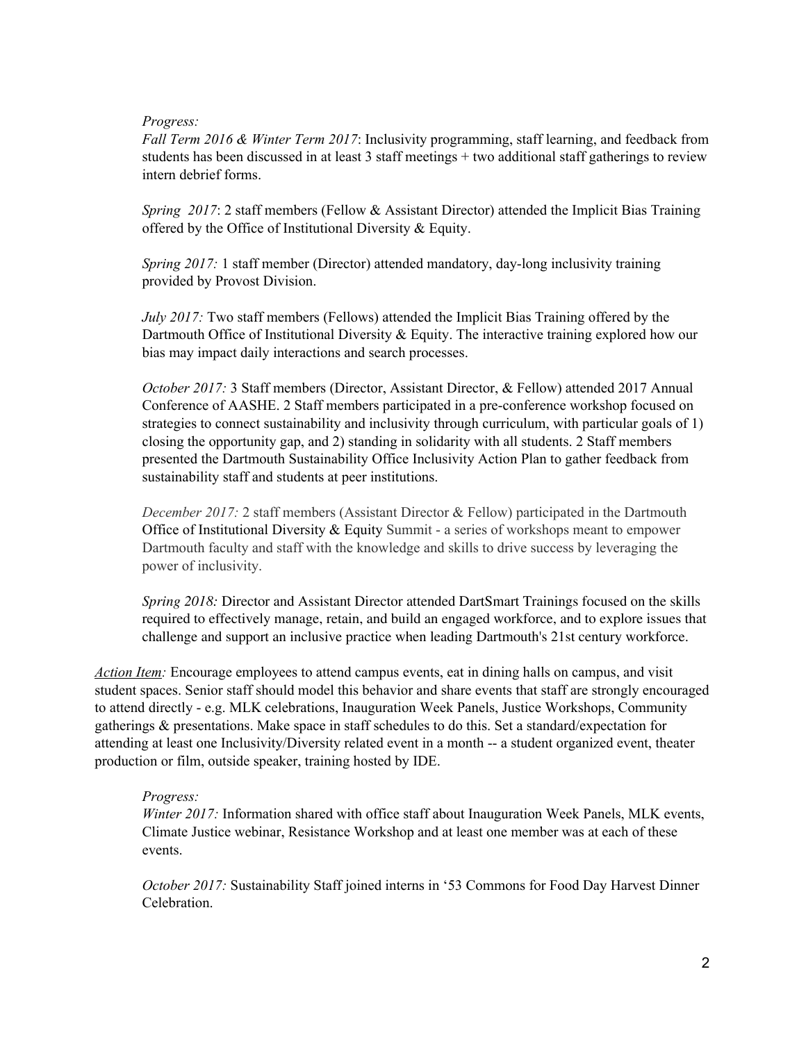*Progress:*

*Fall Term 2016 & Winter Term 2017*: Inclusivity programming, staff learning, and feedback from students has been discussed in at least 3 staff meetings + two additional staff gatherings to review intern debrief forms.

*Spring 2017*: 2 staff members (Fellow & Assistant Director) attended the Implicit Bias Training offered by the Office of Institutional Diversity & Equity.

*Spring 2017:* 1 staff member (Director) attended mandatory, day-long inclusivity training provided by Provost Division.

*July 2017:* Two staff members (Fellows) attended the Implicit Bias Training offered by the Dartmouth Office of Institutional Diversity & Equity. The interactive training explored how our bias may impact daily interactions and search processes.

*October 2017:* 3 Staff members (Director, Assistant Director, & Fellow) attended 2017 Annual Conference of AASHE. 2 Staff members participated in a pre-conference workshop focused on strategies to connect sustainability and inclusivity through curriculum, with particular goals of 1) closing the opportunity gap, and 2) standing in solidarity with all students. 2 Staff members presented the Dartmouth Sustainability Office Inclusivity Action Plan to gather feedback from sustainability staff and students at peer institutions.

*December 2017:* 2 staff members (Assistant Director & Fellow) participated in the Dartmouth Office of Institutional Diversity & Equity Summit - a series of workshops meant to empower Dartmouth faculty and staff with the knowledge and skills to drive success by leveraging the power of inclusivity.

*Spring 2018:* Director and Assistant Director attended DartSmart Trainings focused on the skills required to effectively manage, retain, and build an engaged workforce, and to explore issues that challenge and support an inclusive practice when leading Dartmouth's 21st century workforce.

<u>*Action Item*</u>*:* Encourage employees to attend campus events, eat in dining halls on campus, and visit student spaces. Senior staff should model this behavior and share events that staff are strongly encouraged to attend directly - e.g. MLK celebrations, Inauguration Week Panels, Justice Workshops, Community gatherings & presentations. Make space in staff schedules to do this. Set a standard/expectation for attending at least one Inclusivity/Diversity related event in a month -- a student organized event, theater production or film, outside speaker, training hosted by IDE.

*Progress:*

*Winter 2017:* Information shared with office staff about Inauguration Week Panels, MLK events, Climate Justice webinar, Resistance Workshop and at least one member was at each of these events.

*October 2017:* Sustainability Staff joined interns in '53 Commons for Food Day Harvest Dinner Celebration.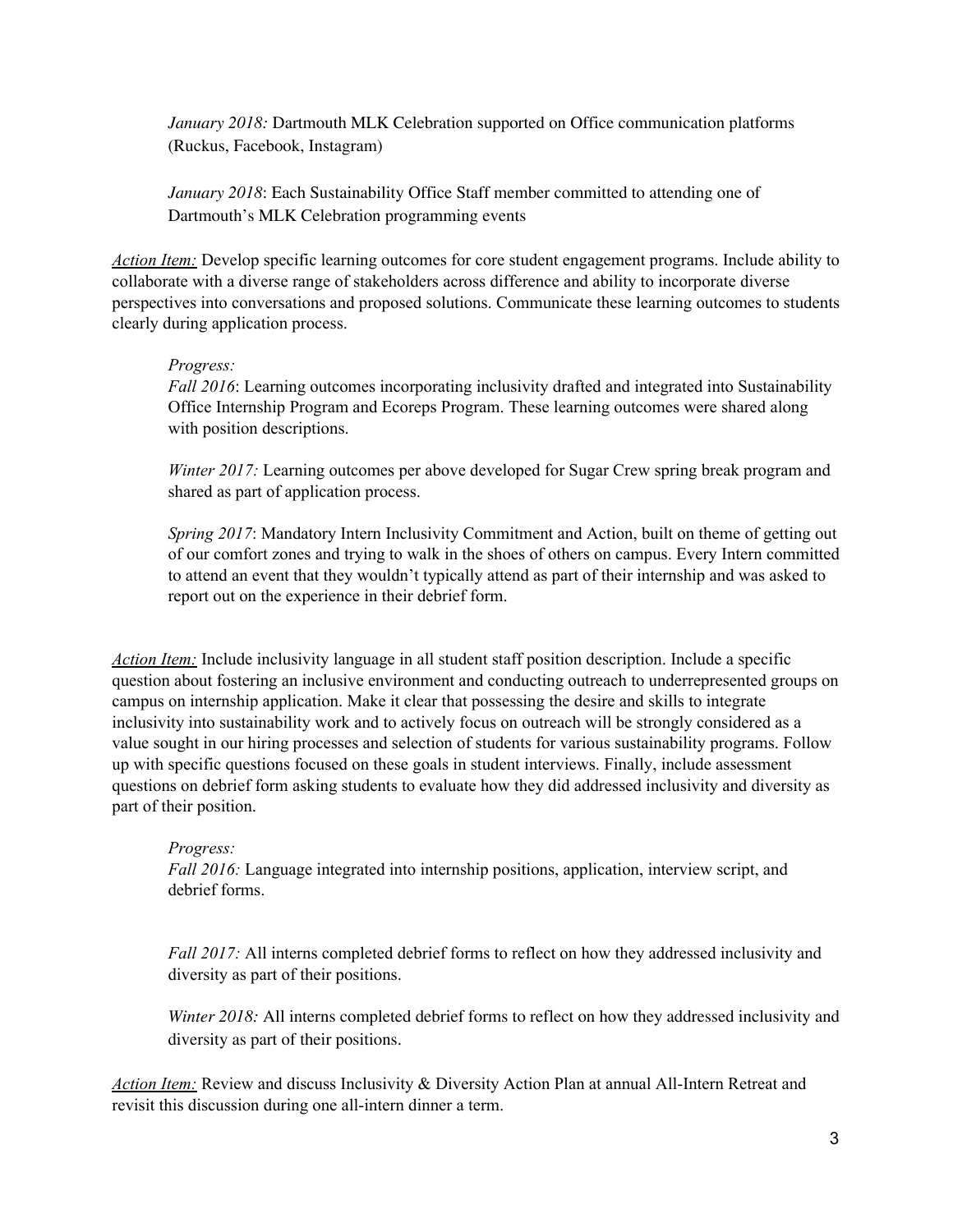*January 2018:* Dartmouth MLK Celebration supported on Office communication platforms (Ruckus, Facebook, Instagram)

*January 2018*: Each Sustainability Office Staff member committed to attending one of Dartmouth's MLK Celebration programming events

*Action Item:* Develop specific learning outcomes for core student engagement programs. Include ability to collaborate with a diverse range of stakeholders across difference and ability to incorporate diverse perspectives into conversations and proposed solutions. Communicate these learning outcomes to students clearly during application process.

*Progress:*
*Fall 2016*: Learning outcomes incorporating inclusivity drafted and integrated into Sustainability Office Internship Program and Ecoreps Program. These learning outcomes were shared along with position descriptions.

*Winter 2017:* Learning outcomes per above developed for Sugar Crew spring break program and shared as part of application process.

*Spring 2017*: Mandatory Intern Inclusivity Commitment and Action, built on theme of getting out of our comfort zones and trying to walk in the shoes of others on campus. Every Intern committed to attend an event that they wouldn't typically attend as part of their internship and was asked to report out on the experience in their debrief form.

*Action Item:* Include inclusivity language in all student staff position description. Include a specific question about fostering an inclusive environment and conducting outreach to underrepresented groups on campus on internship application. Make it clear that possessing the desire and skills to integrate inclusivity into sustainability work and to actively focus on outreach will be strongly considered as a value sought in our hiring processes and selection of students for various sustainability programs. Follow up with specific questions focused on these goals in student interviews. Finally, include assessment questions on debrief form asking students to evaluate how they did addressed inclusivity and diversity as part of their position.

*Progress:*
*Fall 2016:* Language integrated into internship positions, application, interview script, and debrief forms.

*Fall 2017:* All interns completed debrief forms to reflect on how they addressed inclusivity and diversity as part of their positions.

*Winter 2018:* All interns completed debrief forms to reflect on how they addressed inclusivity and diversity as part of their positions.

*Action Item:* Review and discuss Inclusivity & Diversity Action Plan at annual All-Intern Retreat and revisit this discussion during one all-intern dinner a term.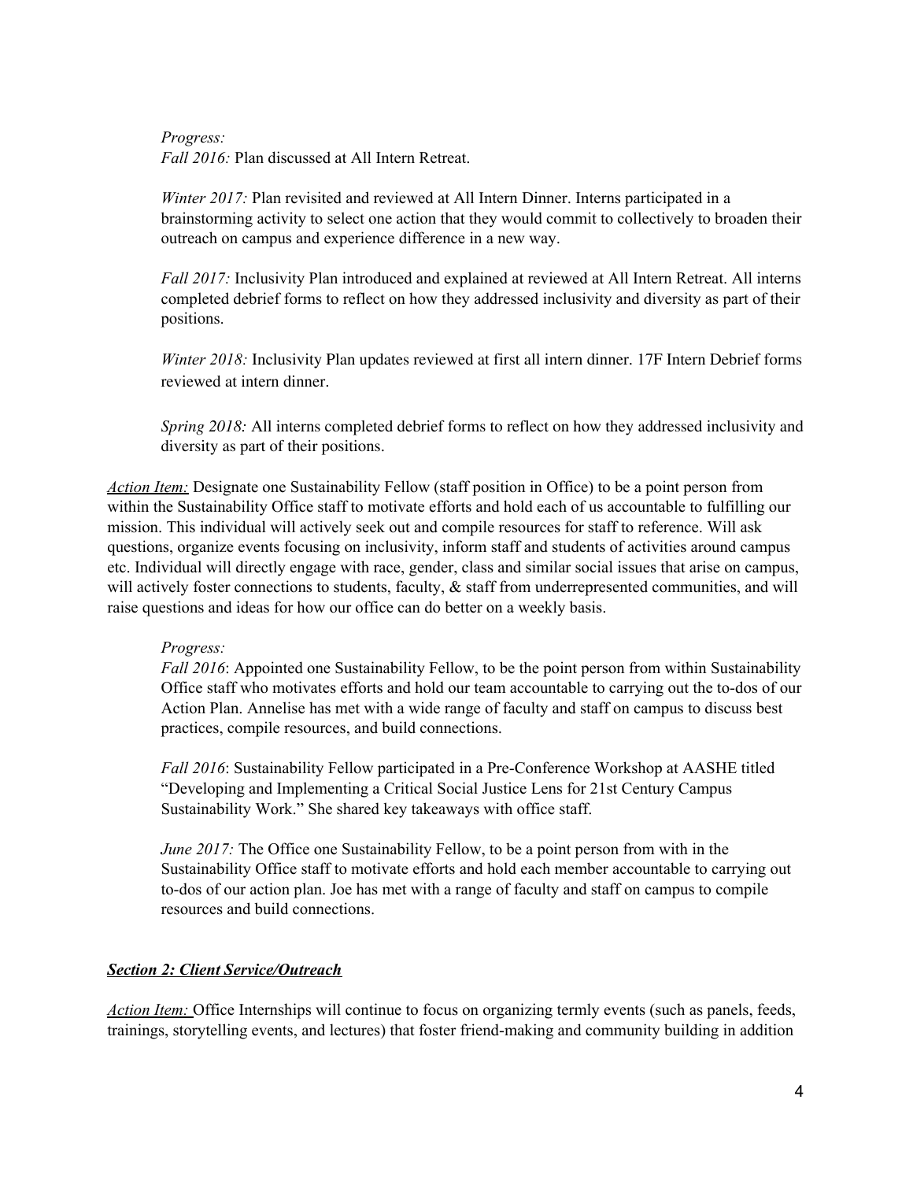*Progress:*
*Fall 2016:* Plan discussed at All Intern Retreat.

*Winter 2017:* Plan revisited and reviewed at All Intern Dinner. Interns participated in a brainstorming activity to select one action that they would commit to collectively to broaden their outreach on campus and experience difference in a new way.

*Fall 2017:* Inclusivity Plan introduced and explained at reviewed at All Intern Retreat. All interns completed debrief forms to reflect on how they addressed inclusivity and diversity as part of their positions.

*Winter 2018:* Inclusivity Plan updates reviewed at first all intern dinner. 17F Intern Debrief forms reviewed at intern dinner.

*Spring 2018:* All interns completed debrief forms to reflect on how they addressed inclusivity and diversity as part of their positions.

*Action Item:* Designate one Sustainability Fellow (staff position in Office) to be a point person from within the Sustainability Office staff to motivate efforts and hold each of us accountable to fulfilling our mission. This individual will actively seek out and compile resources for staff to reference. Will ask questions, organize events focusing on inclusivity, inform staff and students of activities around campus etc. Individual will directly engage with race, gender, class and similar social issues that arise on campus, will actively foster connections to students, faculty, & staff from underrepresented communities, and will raise questions and ideas for how our office can do better on a weekly basis.

*Progress:*
*Fall 2016*: Appointed one Sustainability Fellow, to be the point person from within Sustainability Office staff who motivates efforts and hold our team accountable to carrying out the to-dos of our Action Plan. Annelise has met with a wide range of faculty and staff on campus to discuss best practices, compile resources, and build connections.

*Fall 2016*: Sustainability Fellow participated in a Pre-Conference Workshop at AASHE titled "Developing and Implementing a Critical Social Justice Lens for 21st Century Campus Sustainability Work." She shared key takeaways with office staff.

*June 2017:* The Office one Sustainability Fellow, to be a point person from with in the Sustainability Office staff to motivate efforts and hold each member accountable to carrying out to-dos of our action plan. Joe has met with a range of faculty and staff on campus to compile resources and build connections.

## ***Section 2: Client Service/Outreach***

*Action Item:* Office Internships will continue to focus on organizing termly events (such as panels, feeds, trainings, storytelling events, and lectures) that foster friend-making and community building in addition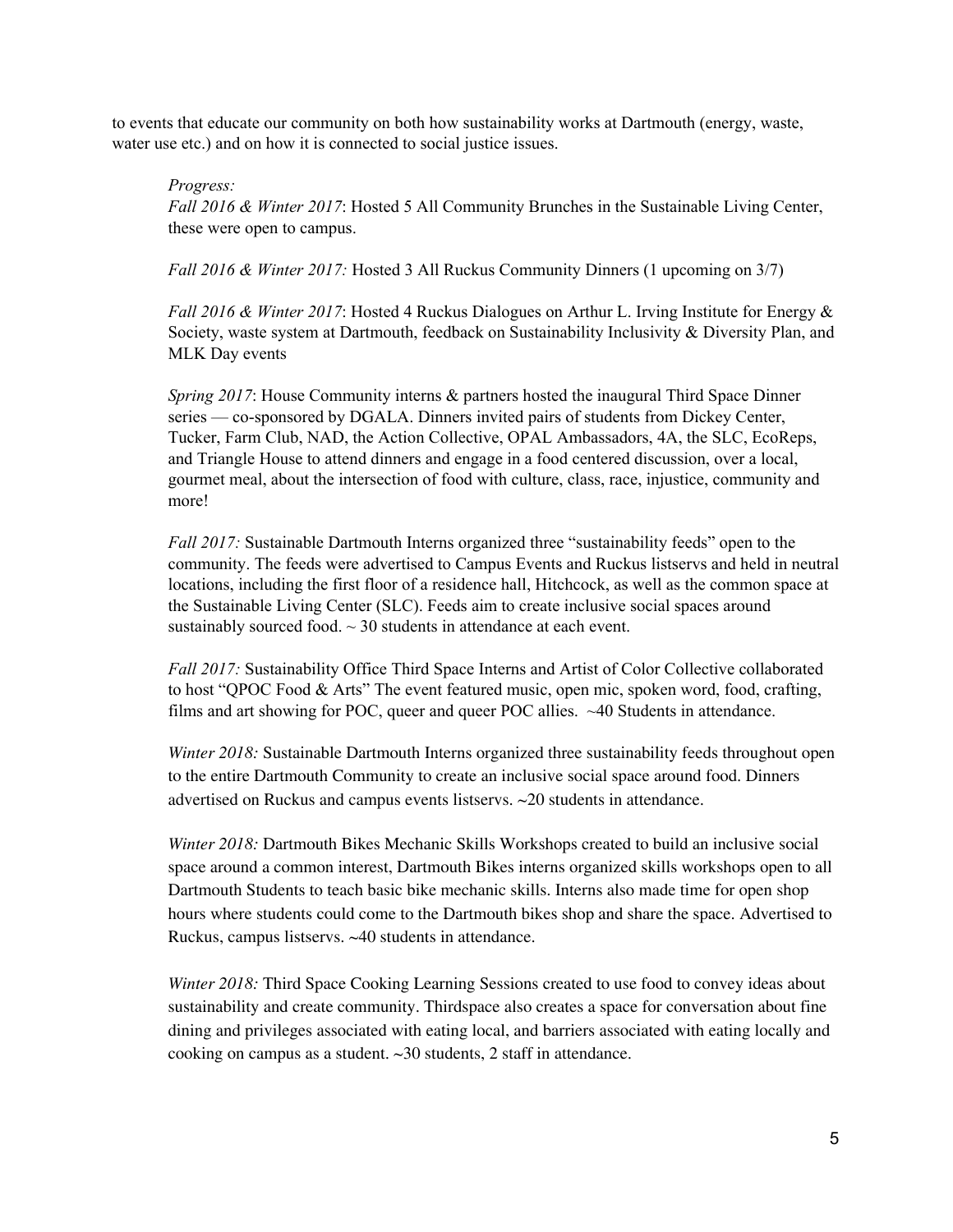to events that educate our community on both how sustainability works at Dartmouth (energy, waste, water use etc.) and on how it is connected to social justice issues.

*Progress:*

*Fall 2016 & Winter 2017*: Hosted 5 All Community Brunches in the Sustainable Living Center, these were open to campus.

*Fall 2016 & Winter 2017:* Hosted 3 All Ruckus Community Dinners (1 upcoming on 3/7)

*Fall 2016 & Winter 2017*: Hosted 4 Ruckus Dialogues on Arthur L. Irving Institute for Energy & Society, waste system at Dartmouth, feedback on Sustainability Inclusivity & Diversity Plan, and MLK Day events

*Spring 2017*: House Community interns & partners hosted the inaugural Third Space Dinner series — co-sponsored by DGALA. Dinners invited pairs of students from Dickey Center, Tucker, Farm Club, NAD, the Action Collective, OPAL Ambassadors, 4A, the SLC, EcoReps, and Triangle House to attend dinners and engage in a food centered discussion, over a local, gourmet meal, about the intersection of food with culture, class, race, injustice, community and more!

*Fall 2017:* Sustainable Dartmouth Interns organized three "sustainability feeds" open to the community. The feeds were advertised to Campus Events and Ruckus listservs and held in neutral locations, including the first floor of a residence hall, Hitchcock, as well as the common space at the Sustainable Living Center (SLC). Feeds aim to create inclusive social spaces around sustainably sourced food. ~ 30 students in attendance at each event.

*Fall 2017:* Sustainability Office Third Space Interns and Artist of Color Collective collaborated to host "QPOC Food & Arts" The event featured music, open mic, spoken word, food, crafting, films and art showing for POC, queer and queer POC allies. ~40 Students in attendance.

*Winter 2018:* Sustainable Dartmouth Interns organized three sustainability feeds throughout open to the entire Dartmouth Community to create an inclusive social space around food. Dinners advertised on Ruckus and campus events listservs. ~20 students in attendance.

*Winter 2018:* Dartmouth Bikes Mechanic Skills Workshops created to build an inclusive social space around a common interest, Dartmouth Bikes interns organized skills workshops open to all Dartmouth Students to teach basic bike mechanic skills. Interns also made time for open shop hours where students could come to the Dartmouth bikes shop and share the space. Advertised to Ruckus, campus listservs. ~40 students in attendance.

*Winter 2018:* Third Space Cooking Learning Sessions created to use food to convey ideas about sustainability and create community. Thirdspace also creates a space for conversation about fine dining and privileges associated with eating local, and barriers associated with eating locally and cooking on campus as a student. ~30 students, 2 staff in attendance.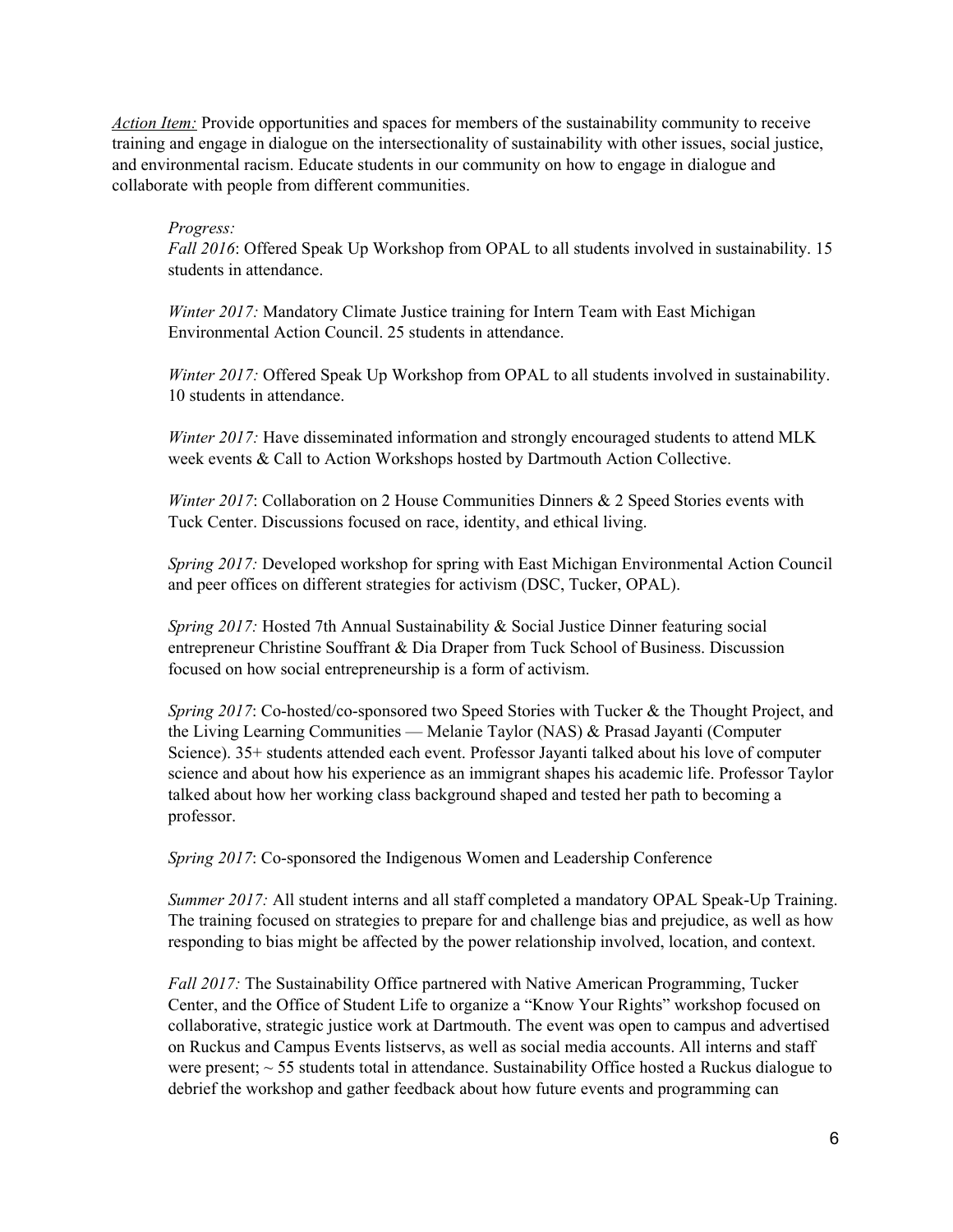*Action Item:* Provide opportunities and spaces for members of the sustainability community to receive training and engage in dialogue on the intersectionality of sustainability with other issues, social justice, and environmental racism. Educate students in our community on how to engage in dialogue and collaborate with people from different communities.

*Progress:*

*Fall 2016*: Offered Speak Up Workshop from OPAL to all students involved in sustainability. 15 students in attendance.

*Winter 2017:* Mandatory Climate Justice training for Intern Team with East Michigan Environmental Action Council. 25 students in attendance.

*Winter 2017:* Offered Speak Up Workshop from OPAL to all students involved in sustainability. 10 students in attendance.

*Winter 2017:* Have disseminated information and strongly encouraged students to attend MLK week events & Call to Action Workshops hosted by Dartmouth Action Collective.

*Winter 2017*: Collaboration on 2 House Communities Dinners & 2 Speed Stories events with Tuck Center. Discussions focused on race, identity, and ethical living.

*Spring 2017:* Developed workshop for spring with East Michigan Environmental Action Council and peer offices on different strategies for activism (DSC, Tucker, OPAL).

*Spring 2017:* Hosted 7th Annual Sustainability & Social Justice Dinner featuring social entrepreneur Christine Souffrant & Dia Draper from Tuck School of Business. Discussion focused on how social entrepreneurship is a form of activism.

*Spring 2017*: Co-hosted/co-sponsored two Speed Stories with Tucker & the Thought Project, and the Living Learning Communities — Melanie Taylor (NAS) & Prasad Jayanti (Computer Science). 35+ students attended each event. Professor Jayanti talked about his love of computer science and about how his experience as an immigrant shapes his academic life. Professor Taylor talked about how her working class background shaped and tested her path to becoming a professor.

*Spring 2017*: Co-sponsored the Indigenous Women and Leadership Conference

*Summer 2017:* All student interns and all staff completed a mandatory OPAL Speak-Up Training. The training focused on strategies to prepare for and challenge bias and prejudice, as well as how responding to bias might be affected by the power relationship involved, location, and context.

*Fall 2017:* The Sustainability Office partnered with Native American Programming, Tucker Center, and the Office of Student Life to organize a "Know Your Rights" workshop focused on collaborative, strategic justice work at Dartmouth. The event was open to campus and advertised on Ruckus and Campus Events listservs, as well as social media accounts. All interns and staff were present; ~ 55 students total in attendance. Sustainability Office hosted a Ruckus dialogue to debrief the workshop and gather feedback about how future events and programming can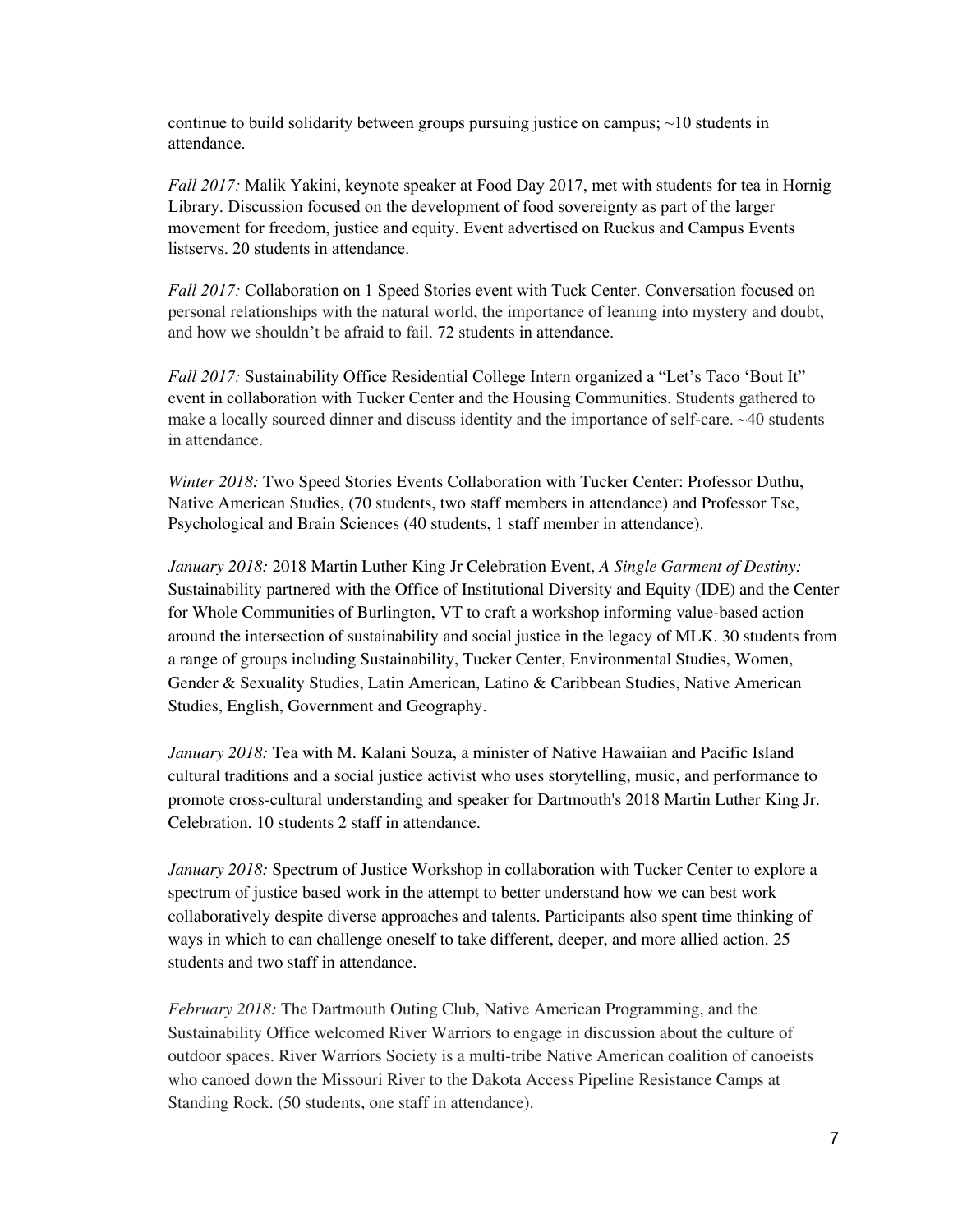continue to build solidarity between groups pursuing justice on campus; ~10 students in attendance.

*Fall 2017:* Malik Yakini, keynote speaker at Food Day 2017, met with students for tea in Hornig Library. Discussion focused on the development of food sovereignty as part of the larger movement for freedom, justice and equity. Event advertised on Ruckus and Campus Events listservs. 20 students in attendance.

*Fall 2017:* Collaboration on 1 Speed Stories event with Tuck Center. Conversation focused on personal relationships with the natural world, the importance of leaning into mystery and doubt, and how we shouldn't be afraid to fail. 72 students in attendance.

*Fall 2017:* Sustainability Office Residential College Intern organized a "Let's Taco 'Bout It" event in collaboration with Tucker Center and the Housing Communities. Students gathered to make a locally sourced dinner and discuss identity and the importance of self-care. ~40 students in attendance.

*Winter 2018:* Two Speed Stories Events Collaboration with Tucker Center: Professor Duthu, Native American Studies, (70 students, two staff members in attendance) and Professor Tse, Psychological and Brain Sciences (40 students, 1 staff member in attendance).

*January 2018:* 2018 Martin Luther King Jr Celebration Event, *A Single Garment of Destiny:* Sustainability partnered with the Office of Institutional Diversity and Equity (IDE) and the Center for Whole Communities of Burlington, VT to craft a workshop informing value-based action around the intersection of sustainability and social justice in the legacy of MLK. 30 students from a range of groups including Sustainability, Tucker Center, Environmental Studies, Women, Gender & Sexuality Studies, Latin American, Latino & Caribbean Studies, Native American Studies, English, Government and Geography.

*January 2018:* Tea with M. Kalani Souza, a minister of Native Hawaiian and Pacific Island cultural traditions and a social justice activist who uses storytelling, music, and performance to promote cross-cultural understanding and speaker for Dartmouth's 2018 Martin Luther King Jr. Celebration. 10 students 2 staff in attendance.

*January 2018:* Spectrum of Justice Workshop in collaboration with Tucker Center to explore a spectrum of justice based work in the attempt to better understand how we can best work collaboratively despite diverse approaches and talents. Participants also spent time thinking of ways in which to can challenge oneself to take different, deeper, and more allied action. 25 students and two staff in attendance.

*February 2018:* The Dartmouth Outing Club, Native American Programming, and the Sustainability Office welcomed River Warriors to engage in discussion about the culture of outdoor spaces. River Warriors Society is a multi-tribe Native American coalition of canoeists who canoed down the Missouri River to the Dakota Access Pipeline Resistance Camps at Standing Rock. (50 students, one staff in attendance).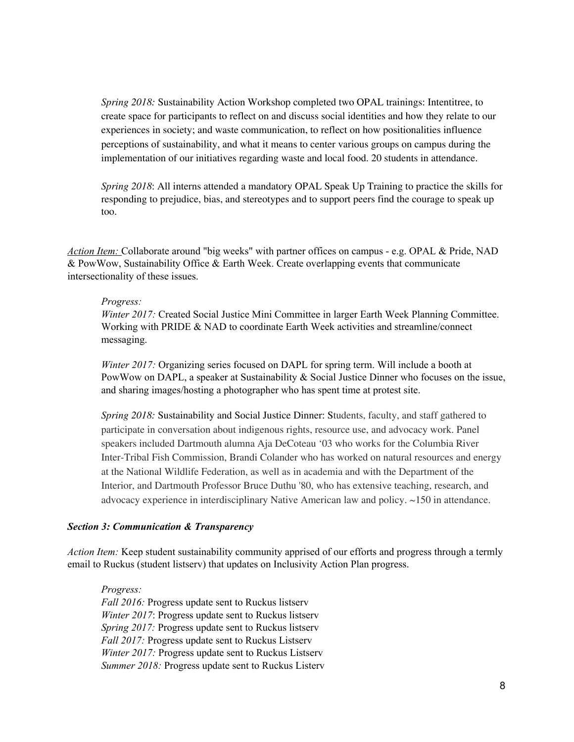*Spring 2018:* Sustainability Action Workshop completed two OPAL trainings: Intentitree, to create space for participants to reflect on and discuss social identities and how they relate to our experiences in society; and waste communication, to reflect on how positionalities influence perceptions of sustainability, and what it means to center various groups on campus during the implementation of our initiatives regarding waste and local food. 20 students in attendance.

*Spring 2018*: All interns attended a mandatory OPAL Speak Up Training to practice the skills for responding to prejudice, bias, and stereotypes and to support peers find the courage to speak up too.

*Action Item:* Collaborate around "big weeks" with partner offices on campus - e.g. OPAL & Pride, NAD & PowWow, Sustainability Office & Earth Week. Create overlapping events that communicate intersectionality of these issues.

*Progress:*

*Winter 2017:* Created Social Justice Mini Committee in larger Earth Week Planning Committee. Working with PRIDE & NAD to coordinate Earth Week activities and streamline/connect messaging.

*Winter 2017:* Organizing series focused on DAPL for spring term. Will include a booth at PowWow on DAPL, a speaker at Sustainability & Social Justice Dinner who focuses on the issue, and sharing images/hosting a photographer who has spent time at protest site.

*Spring 2018:* Sustainability and Social Justice Dinner: Students, faculty, and staff gathered to participate in conversation about indigenous rights, resource use, and advocacy work. Panel speakers included Dartmouth alumna Aja DeCoteau '03 who works for the Columbia River Inter-Tribal Fish Commission, Brandi Colander who has worked on natural resources and energy at the National Wildlife Federation, as well as in academia and with the Department of the Interior, and Dartmouth Professor Bruce Duthu '80, who has extensive teaching, research, and advocacy experience in interdisciplinary Native American law and policy. ~150 in attendance.

### *Section 3: Communication & Transparency*

*Action Item:* Keep student sustainability community apprised of our efforts and progress through a termly email to Ruckus (student listserv) that updates on Inclusivity Action Plan progress.

*Progress:*
*Fall 2016:* Progress update sent to Ruckus listserv
*Winter 2017*: Progress update sent to Ruckus listserv
*Spring 2017:* Progress update sent to Ruckus listserv
*Fall 2017:* Progress update sent to Ruckus Listserv
*Winter 2017:* Progress update sent to Ruckus Listserv
*Summer 2018:* Progress update sent to Ruckus Listerv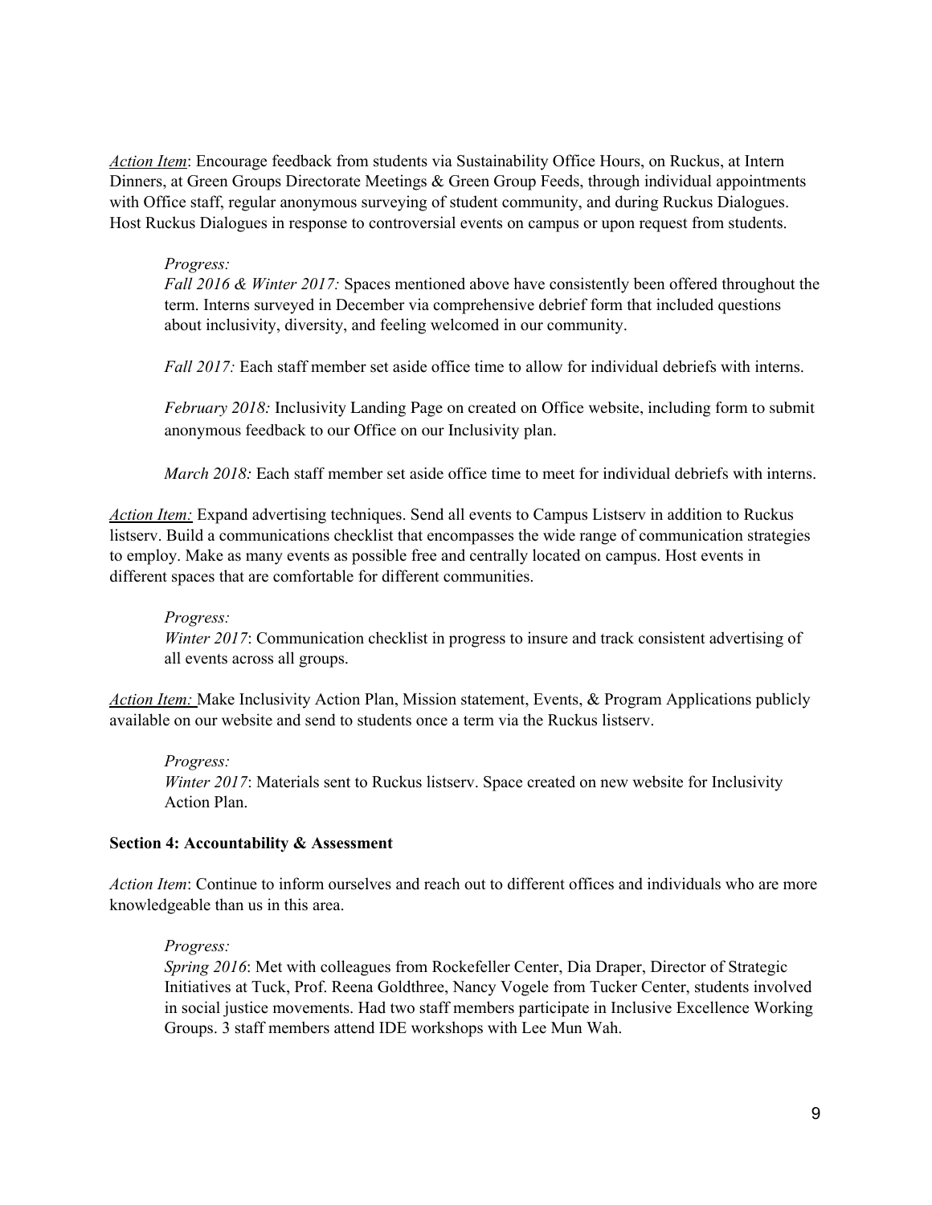*Action Item*: Encourage feedback from students via Sustainability Office Hours, on Ruckus, at Intern Dinners, at Green Groups Directorate Meetings & Green Group Feeds, through individual appointments with Office staff, regular anonymous surveying of student community, and during Ruckus Dialogues. Host Ruckus Dialogues in response to controversial events on campus or upon request from students.

> *Progress:*
>
> *Fall 2016 & Winter 2017:* Spaces mentioned above have consistently been offered throughout the term. Interns surveyed in December via comprehensive debrief form that included questions about inclusivity, diversity, and feeling welcomed in our community.
>
> *Fall 2017:* Each staff member set aside office time to allow for individual debriefs with interns.
>
> *February 2018:* Inclusivity Landing Page on created on Office website, including form to submit anonymous feedback to our Office on our Inclusivity plan.
>
> *March 2018:* Each staff member set aside office time to meet for individual debriefs with interns.

*Action Item:* Expand advertising techniques. Send all events to Campus Listserv in addition to Ruckus listserv. Build a communications checklist that encompasses the wide range of communication strategies to employ. Make as many events as possible free and centrally located on campus. Host events in different spaces that are comfortable for different communities.

> *Progress:*
>
> *Winter 2017*: Communication checklist in progress to insure and track consistent advertising of all events across all groups.

*Action Item:* Make Inclusivity Action Plan, Mission statement, Events, & Program Applications publicly available on our website and send to students once a term via the Ruckus listserv.

> *Progress:*
>
> *Winter 2017*: Materials sent to Ruckus listserv. Space created on new website for Inclusivity Action Plan.

**Section 4: Accountability & Assessment**

*Action Item*: Continue to inform ourselves and reach out to different offices and individuals who are more knowledgeable than us in this area.

> *Progress:*
>
> *Spring 2016*: Met with colleagues from Rockefeller Center, Dia Draper, Director of Strategic Initiatives at Tuck, Prof. Reena Goldthree, Nancy Vogele from Tucker Center, students involved in social justice movements. Had two staff members participate in Inclusive Excellence Working Groups. 3 staff members attend IDE workshops with Lee Mun Wah.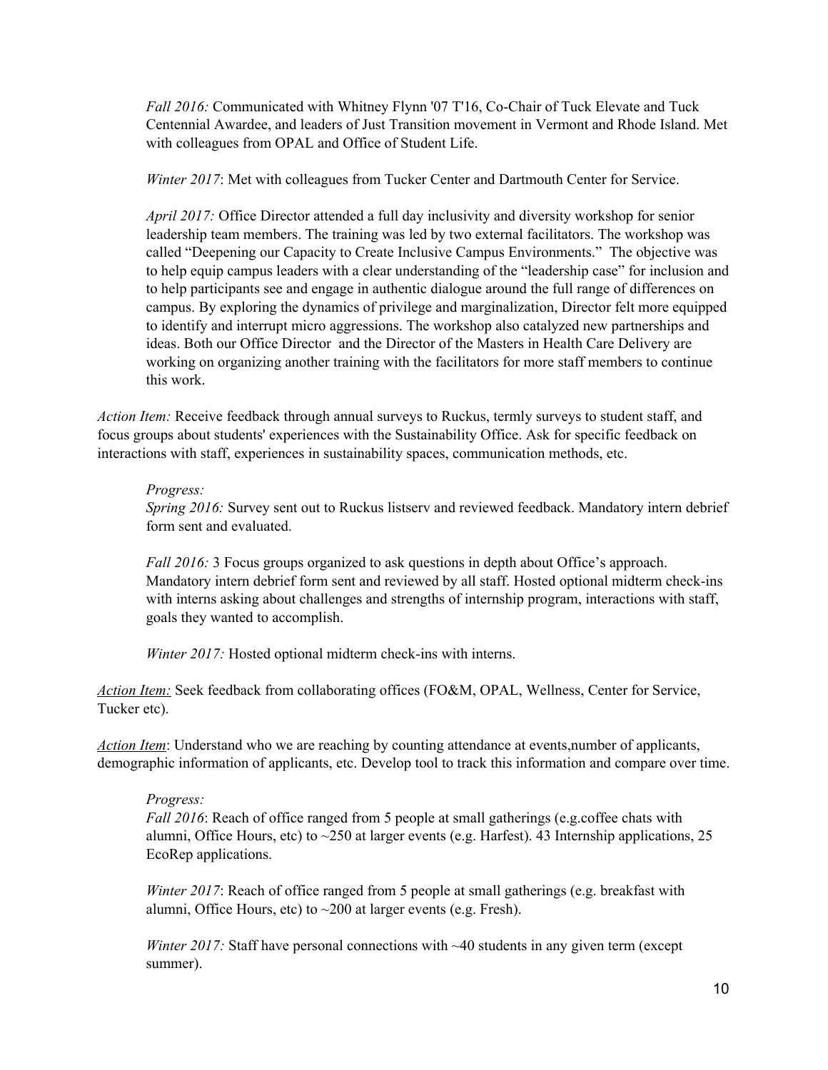*Fall 2016:* Communicated with Whitney Flynn '07 T'16, Co-Chair of Tuck Elevate and Tuck Centennial Awardee, and leaders of Just Transition movement in Vermont and Rhode Island. Met with colleagues from OPAL and Office of Student Life.

*Winter 2017*: Met with colleagues from Tucker Center and Dartmouth Center for Service.

*April 2017:* Office Director attended a full day inclusivity and diversity workshop for senior leadership team members. The training was led by two external facilitators. The workshop was called "Deepening our Capacity to Create Inclusive Campus Environments." The objective was to help equip campus leaders with a clear understanding of the "leadership case" for inclusion and to help participants see and engage in authentic dialogue around the full range of differences on campus. By exploring the dynamics of privilege and marginalization, Director felt more equipped to identify and interrupt micro aggressions. The workshop also catalyzed new partnerships and ideas. Both our Office Director and the Director of the Masters in Health Care Delivery are working on organizing another training with the facilitators for more staff members to continue this work.

*Action Item:* Receive feedback through annual surveys to Ruckus, termly surveys to student staff, and focus groups about students' experiences with the Sustainability Office. Ask for specific feedback on interactions with staff, experiences in sustainability spaces, communication methods, etc.

*Progress:*

*Spring 2016:* Survey sent out to Ruckus listserv and reviewed feedback. Mandatory intern debrief form sent and evaluated.

*Fall 2016:* 3 Focus groups organized to ask questions in depth about Office's approach. Mandatory intern debrief form sent and reviewed by all staff. Hosted optional midterm check-ins with interns asking about challenges and strengths of internship program, interactions with staff, goals they wanted to accomplish.

*Winter 2017:* Hosted optional midterm check-ins with interns.

*Action Item:* Seek feedback from collaborating offices (FO&M, OPAL, Wellness, Center for Service, Tucker etc).

*Action Item*: Understand who we are reaching by counting attendance at events,number of applicants, demographic information of applicants, etc. Develop tool to track this information and compare over time.

*Progress:*

*Fall 2016*: Reach of office ranged from 5 people at small gatherings (e.g.coffee chats with alumni, Office Hours, etc) to ~250 at larger events (e.g. Harfest). 43 Internship applications, 25 EcoRep applications.

*Winter 2017*: Reach of office ranged from 5 people at small gatherings (e.g. breakfast with alumni, Office Hours, etc) to ~200 at larger events (e.g. Fresh).

*Winter 2017:* Staff have personal connections with ~40 students in any given term (except summer).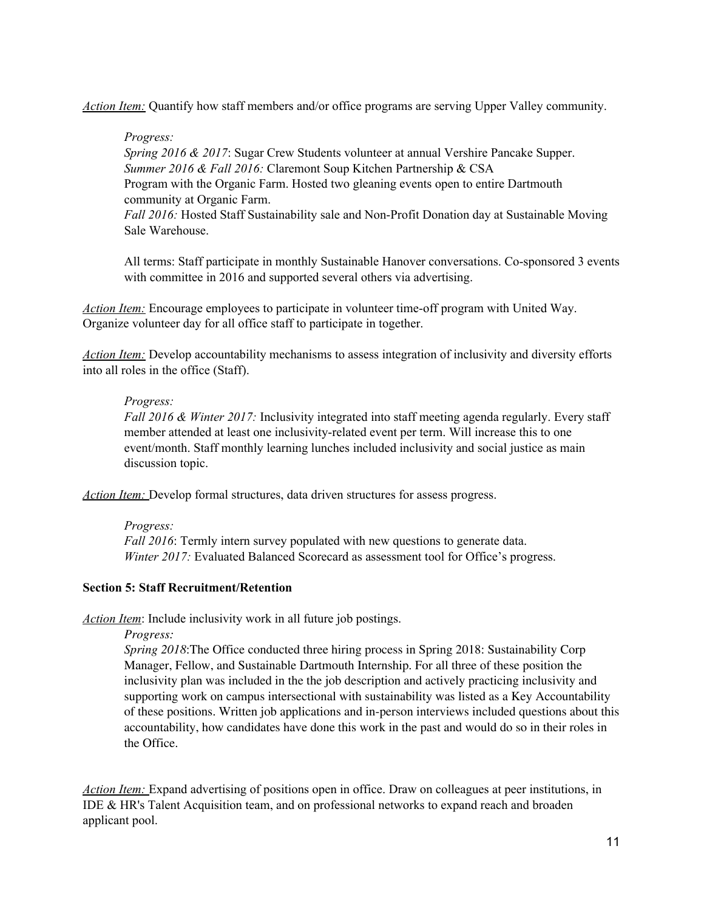*Action Item:* Quantify how staff members and/or office programs are serving Upper Valley community.

> *Progress:*
> *Spring 2016 & 2017*: Sugar Crew Students volunteer at annual Vershire Pancake Supper.
> *Summer 2016 & Fall 2016:* Claremont Soup Kitchen Partnership & CSA Program with the Organic Farm. Hosted two gleaning events open to entire Dartmouth community at Organic Farm.
> *Fall 2016:* Hosted Staff Sustainability sale and Non-Profit Donation day at Sustainable Moving Sale Warehouse.
>
> All terms: Staff participate in monthly Sustainable Hanover conversations. Co-sponsored 3 events with committee in 2016 and supported several others via advertising.

*Action Item:* Encourage employees to participate in volunteer time-off program with United Way. Organize volunteer day for all office staff to participate in together.

*Action Item:* Develop accountability mechanisms to assess integration of inclusivity and diversity efforts into all roles in the office (Staff).

> *Progress:*
> *Fall 2016 & Winter 2017:* Inclusivity integrated into staff meeting agenda regularly. Every staff member attended at least one inclusivity-related event per term. Will increase this to one event/month. Staff monthly learning lunches included inclusivity and social justice as main discussion topic.

*Action Item:* Develop formal structures, data driven structures for assess progress.

> *Progress:*
> *Fall 2016*: Termly intern survey populated with new questions to generate data.
> *Winter 2017:* Evaluated Balanced Scorecard as assessment tool for Office's progress.

**Section 5: Staff Recruitment/Retention**

*Action Item*: Include inclusivity work in all future job postings.

> *Progress:*
> *Spring 2018*:The Office conducted three hiring process in Spring 2018: Sustainability Corp Manager, Fellow, and Sustainable Dartmouth Internship. For all three of these position the inclusivity plan was included in the the job description and actively practicing inclusivity and supporting work on campus intersectional with sustainability was listed as a Key Accountability of these positions. Written job applications and in-person interviews included questions about this accountability, how candidates have done this work in the past and would do so in their roles in the Office.

*Action Item:* Expand advertising of positions open in office. Draw on colleagues at peer institutions, in IDE & HR's Talent Acquisition team, and on professional networks to expand reach and broaden applicant pool.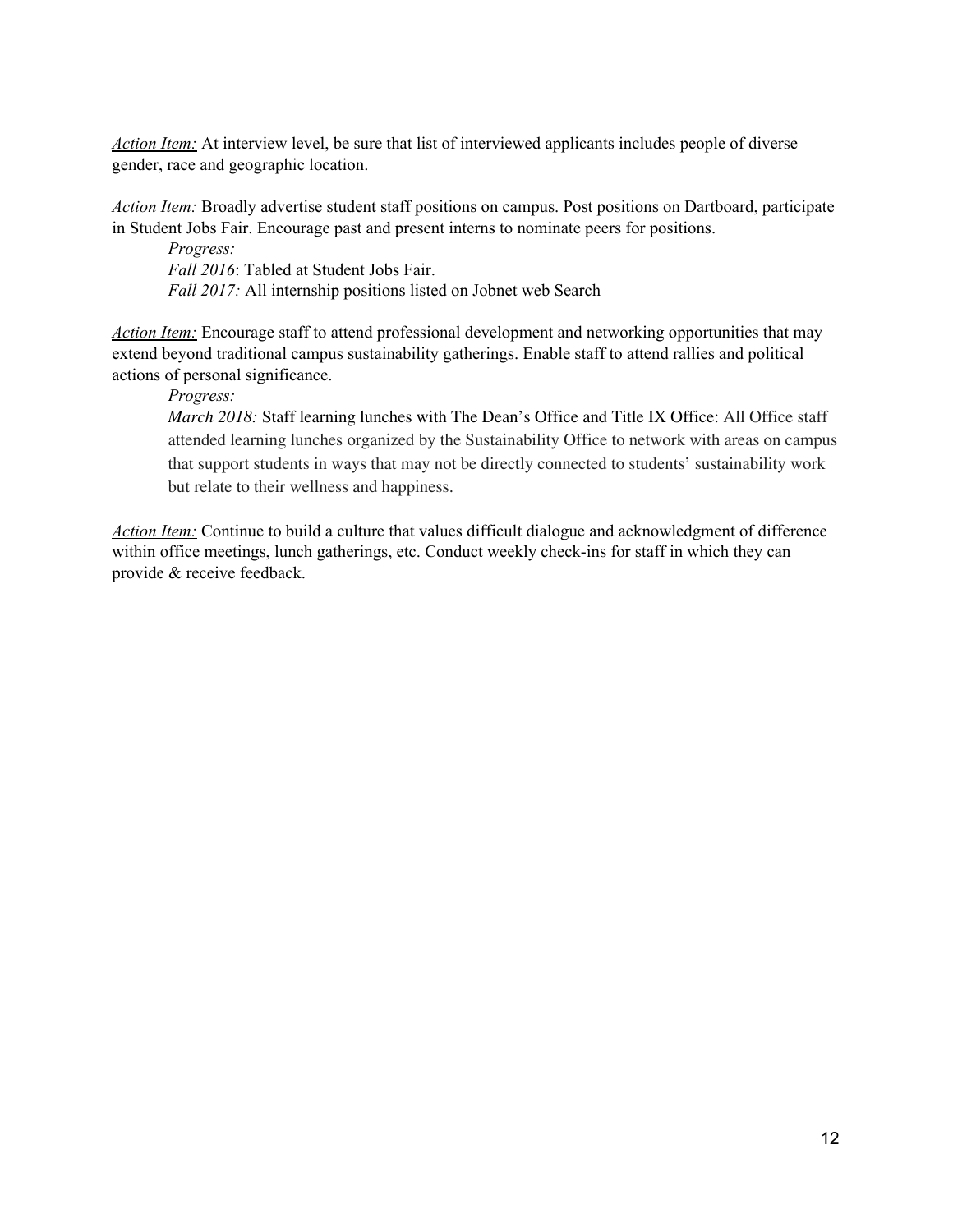*Action Item:* At interview level, be sure that list of interviewed applicants includes people of diverse gender, race and geographic location.

*Action Item:* Broadly advertise student staff positions on campus. Post positions on Dartboard, participate in Student Jobs Fair. Encourage past and present interns to nominate peers for positions.

> *Progress:*
> *Fall 2016*: Tabled at Student Jobs Fair.
> *Fall 2017:* All internship positions listed on Jobnet web Search

*Action Item:* Encourage staff to attend professional development and networking opportunities that may extend beyond traditional campus sustainability gatherings. Enable staff to attend rallies and political actions of personal significance.

> *Progress:*
> *March 2018:* Staff learning lunches with The Dean's Office and Title IX Office: All Office staff attended learning lunches organized by the Sustainability Office to network with areas on campus that support students in ways that may not be directly connected to students' sustainability work but relate to their wellness and happiness.

*Action Item:* Continue to build a culture that values difficult dialogue and acknowledgment of difference within office meetings, lunch gatherings, etc. Conduct weekly check-ins for staff in which they can provide & receive feedback.